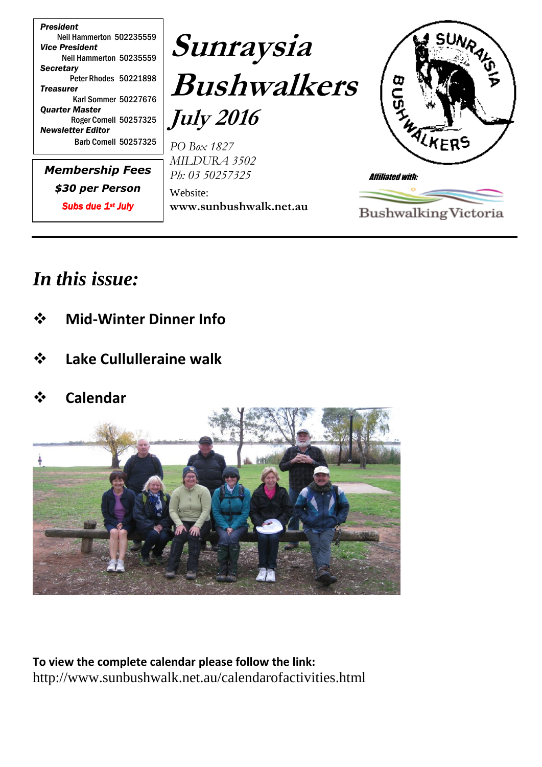**_President_**
Neil Hammerton 502235559
**_Vice President_**
Neil Hammerton 50235559
**_Secretary_**
Peter Rhodes 50221898
**_Treasurer_**
Karl Sommer 50227676
**_Quarter Master_**
Roger Cornell 50257325
**_Newsletter Editor_**
Barb Cornell 50257325

***Membership Fees***

***$30 per Person***

***Subs due 1st July***

# *Sunraysia Bushwalkers*

## *July 2016*

*PO Box 1827*
*MILDURA 3502*
*Ph: 03 50257325*

Website:
**www.sunbushwalk.net.au**

*Affiliated with:*

Bushwalking Victoria

---

## *In this issue:*

- **Mid-Winter Dinner Info**
- **Lake Cullulleraine walk**
- **Calendar**

**To view the complete calendar please follow the link:**
http://www.sunbushwalk.net.au/calendarofactivities.html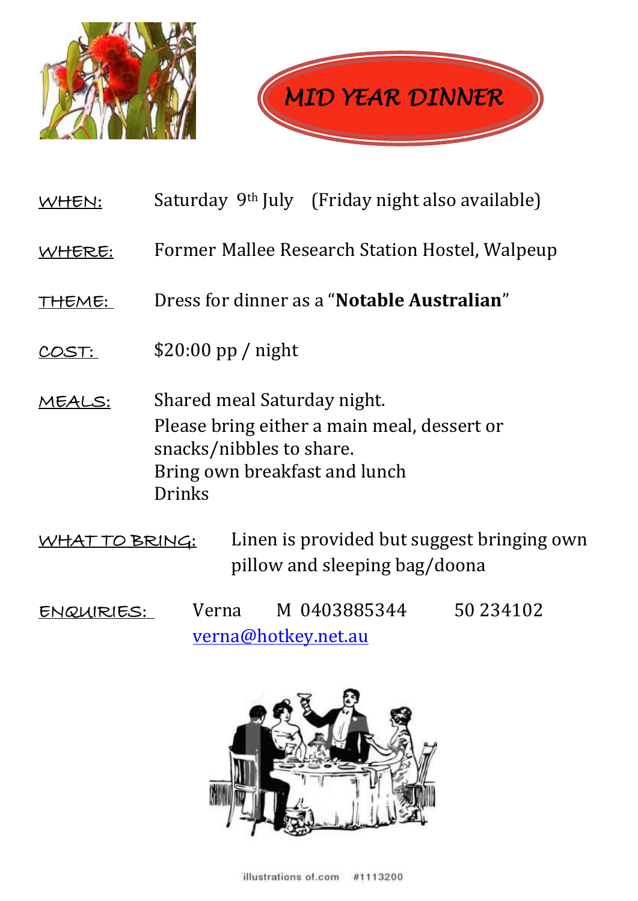# MID YEAR DINNER

**WHEN:** Saturday 9th July (Friday night also available)

**WHERE:** Former Mallee Research Station Hostel, Walpeup

**THEME:** Dress for dinner as a "**Notable Australian**"

**COST:** $20:00 pp / night

**MEALS:** Shared meal Saturday night.
Please bring either a main meal, dessert or snacks/nibbles to share.
Bring own breakfast and lunch
Drinks

**WHAT TO BRING:** Linen is provided but suggest bringing own pillow and sleeping bag/doona

**ENQUIRIES:** Verna M 0403885344 50 234102
verna@hotkey.net.au

illustrations of.com #1113200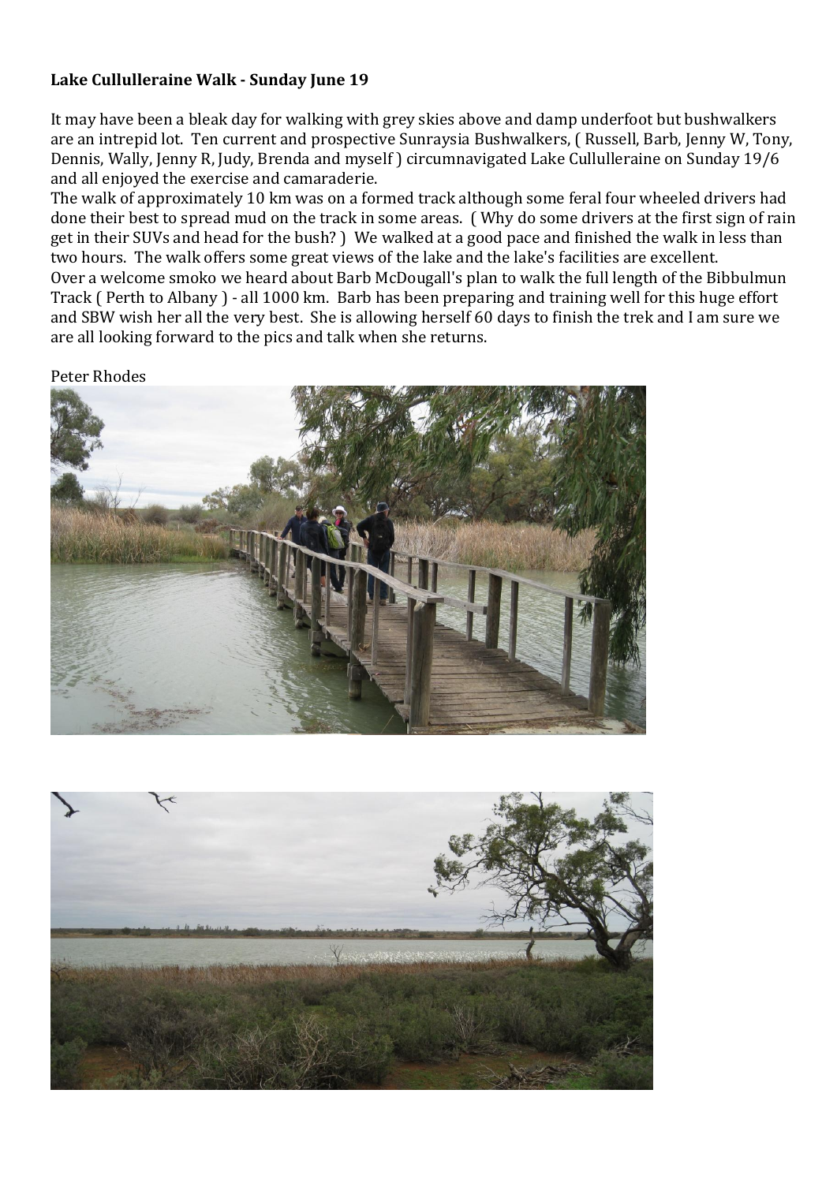**Lake Cullulleraine Walk - Sunday June 19**

It may have been a bleak day for walking with grey skies above and damp underfoot but bushwalkers are an intrepid lot. Ten current and prospective Sunraysia Bushwalkers, ( Russell, Barb, Jenny W, Tony, Dennis, Wally, Jenny R, Judy, Brenda and myself ) circumnavigated Lake Cullulleraine on Sunday 19/6 and all enjoyed the exercise and camaraderie.

The walk of approximately 10 km was on a formed track although some feral four wheeled drivers had done their best to spread mud on the track in some areas. ( Why do some drivers at the first sign of rain get in their SUVs and head for the bush? ) We walked at a good pace and finished the walk in less than two hours. The walk offers some great views of the lake and the lake's facilities are excellent.

Over a welcome smoko we heard about Barb McDougall's plan to walk the full length of the Bibbulmun Track ( Perth to Albany ) - all 1000 km. Barb has been preparing and training well for this huge effort and SBW wish her all the very best. She is allowing herself 60 days to finish the trek and I am sure we are all looking forward to the pics and talk when she returns.

Peter Rhodes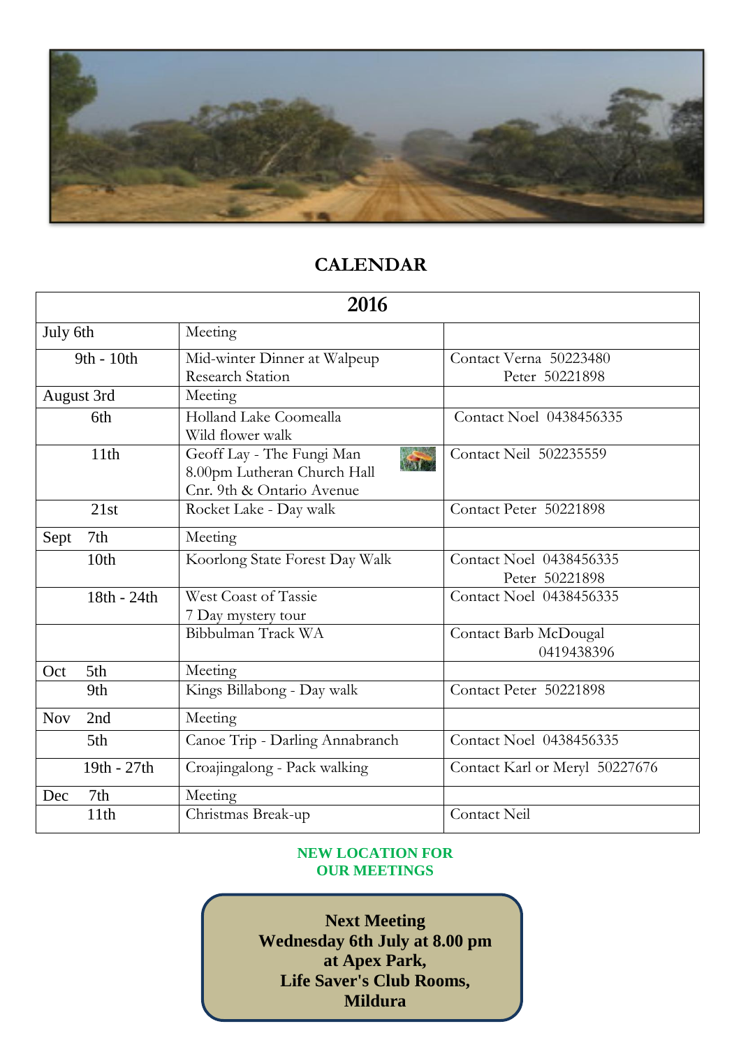## CALENDAR

| 2016 | | |
|---|---|---|
| July 6th | Meeting | |
| 9th - 10th | Mid-winter Dinner at Walpeup Research Station | Contact Verna 50223480 Peter 50221898 |
| August 3rd | Meeting | |
| 6th | Holland Lake Coomealla Wild flower walk | Contact Noel 0438456335 |
| 11th | Geoff Lay - The Fungi Man 8.00pm Lutheran Church Hall Cnr. 9th & Ontario Avenue | Contact Neil 502235559 |
| 21st | Rocket Lake - Day walk | Contact Peter 50221898 |
| Sept 7th | Meeting | |
| 10th | Koorlong State Forest Day Walk | Contact Noel 0438456335 Peter 50221898 |
| 18th - 24th | West Coast of Tassie 7 Day mystery tour | Contact Noel 0438456335 |
| | Bibbulman Track WA | Contact Barb McDougal 0419438396 |
| Oct 5th | Meeting | |
| 9th | Kings Billabong - Day walk | Contact Peter 50221898 |
| Nov 2nd | Meeting | |
| 5th | Canoe Trip - Darling Annabranch | Contact Noel 0438456335 |
| 19th - 27th | Croajingalong - Pack walking | Contact Karl or Meryl 50227676 |
| Dec 7th | Meeting | |
| 11th | Christmas Break-up | Contact Neil |

**NEW LOCATION FOR OUR MEETINGS**

**Next Meeting**
**Wednesday 6th July at 8.00 pm**
**at Apex Park,**
**Life Saver's Club Rooms,**
**Mildura**